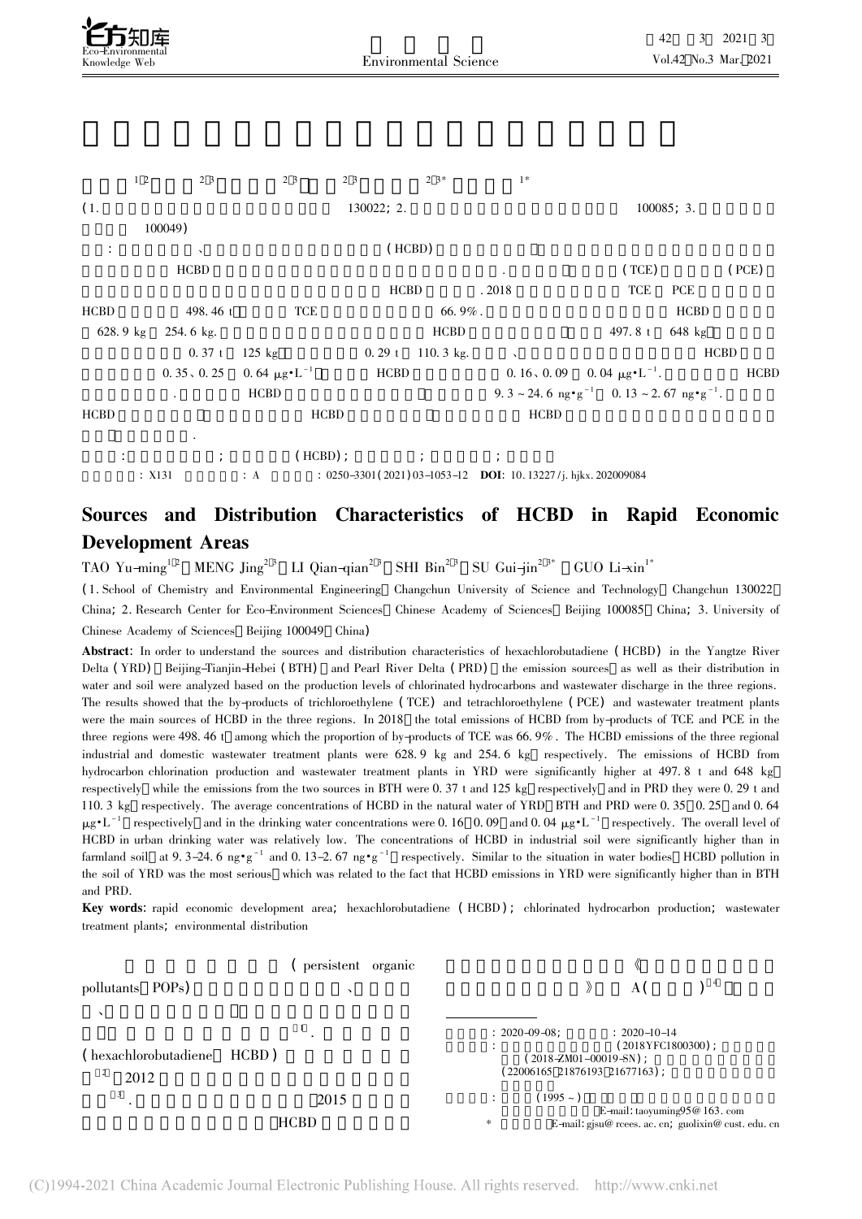: X131 : A : 0250-3301(2021)03-1053-12 **DOI**: 10.13227/j.hjkx.202009084

# Sources and Distribution Characteristics of HCBD in Rapid Economic Development Areas

TAO Yu-ming[1,2], MENG Jing[2,3], LI Qian-qian[2,3], SHI Bin[2,3], SU Gui-jin[2,3*], GUO Li-xin[1*]

(1. School of Chemistry and Environmental Engineering, Changchun University of Science and Technology, Changchun 130022, China; 2. Research Center for Eco-Environment Sciences, Chinese Academy of Sciences, Beijing 100085, China; 3. University of Chinese Academy of Sciences, Beijing 100049, China)

**Abstract**: In order to understand the sources and distribution characteristics of hexachlorobutadiene (HCBD) in the Yangtze River Delta (YRD), Beijing-Tianjin-Hebei (BTH), and Pearl River Delta (PRD), the emission sources, as well as their distribution in water and soil were analyzed based on the production levels of chlorinated hydrocarbons and wastewater discharge in the three regions. The results showed that the by-products of trichloroethylene (TCE) and tetrachloroethylene (PCE) and wastewater treatment plants were the main sources of HCBD in the three regions. In 2018, the total emissions of HCBD from by-products of TCE and PCE in the three regions were 498.46 t, among which the proportion of by-products of TCE was 66.9%. The HCBD emissions of the three regional industrial and domestic wastewater treatment plants were 628.9 kg and 254.6 kg, respectively. The emissions of HCBD from hydrocarbon chlorination production and wastewater treatment plants in YRD were significantly higher at 497.8 t and 648 kg, respectively, while the emissions from the two sources in BTH were 0.37 t and 125 kg, respectively, and in PRD they were 0.29 t and 110.3 kg, respectively. The average concentrations of HCBD in the natural water of YRD, BTH, and PRD were 0.35, 0.25, and 0.64 $\mu g \cdot L^{-1}$, respectively, and in the drinking water concentrations were 0.16, 0.09, and 0.04 $\mu g \cdot L^{-1}$, respectively. The overall level of HCBD in urban drinking water was relatively low. The concentrations of HCBD in industrial soil were significantly higher than in farmland soil, at 9.3-24.6 $ng \cdot g^{-1}$ and 0.13-2.67 $ng \cdot g^{-1}$, respectively. Similar to the situation in water bodies, HCBD pollution in the soil of YRD was the most serious, which was related to the fact that HCBD emissions in YRD were significantly higher than in BTH and PRD.

**Key words**: rapid economic development area; hexachlorobutadiene (HCBD); chlorinated hydrocarbon production; wastewater treatment plants; environmental distribution

(persistent organic pollutants, POPs) [1]. (hexachlorobutadiene, HCBD) [2] 2012 [3]. 2015 HCBD A ( ) [4]

: 2020-09-08; : 2020-10-14

(2018YFC1800300); (2018-ZM01-00019-SN); (22006165, 21876193, 21677163);

(1995~) E-mail: taoyuming95@163.com

* E-mail: gjsu@rcees.ac.cn; guolixin@cust.edu.cn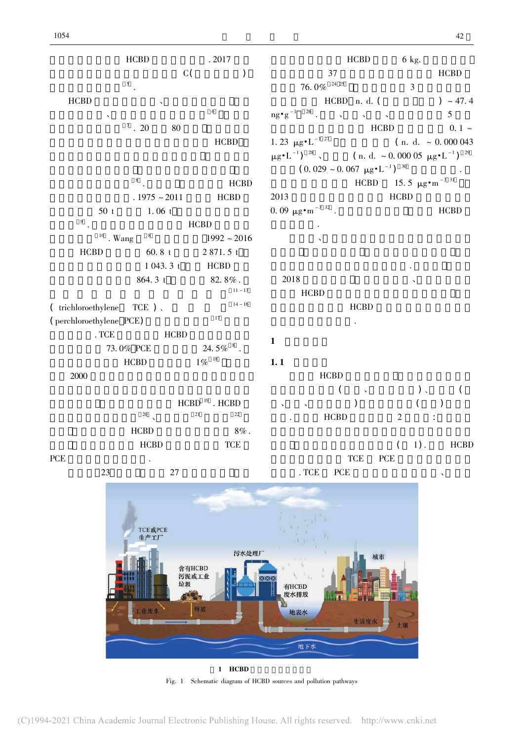HCBD . 2017

C( )

[5].

HCBD 、

、 [6]

[7]. 20 80

HCBD

[8]. HCBD

. 1975 ~ 2011 HCBD

50 t 1.06 t

[9]. HCBD

[10]. Wang [8] 1992 ~ 2016

HCBD 60.8 t 2 871.5 t

1 043.3 t HCBD

864.3 t 82.8%.

[11~13]

(trichloroethylene TCE)、 [14~16]

(perchloroethylene PCE) [17]

. TCE HCBD

73.0% PCE 24.5%[8].

HCBD 1%[18]

2000

HCBD[19]. HCBD

[20]、 [21] [22]

HCBD 8%.

HCBD TCE

PCE .

23 27

HCBD 6 kg.

37 HCBD

76.0%[24,25] 3

HCBD n. d. ( ) ~ 47.4

$ng\cdot g^{-1}$[26]. 、 、 、 5

HCBD 0.1 ~

1.23 $\mu g\cdot L^{-1}$[27] (n. d. ~ 0.000 043

$\mu g\cdot L^{-1}$)[28]、 (n. d. ~ 0.000 05 $\mu g\cdot L^{-1}$)[29]

(0.029 ~ 0.067 $\mu g\cdot L^{-1}$)[30] .

HCBD 15.5 $\mu g\cdot m^{-3}$[31]

2013 HCBD

0.09 $\mu g\cdot m^{-3}$[32]. HCBD

.

、

.

2018 、

HCBD

HCBD

.

## 1

### 1.1

HCBD

( 、 )、 (

、 、 ) ( )

. HCBD 2 :

( 1). HCBD

TCE PCE

. TCE PCE 、

图 1 HCBD

Fig. 1 Schematic diagram of HCBD sources and pollution pathways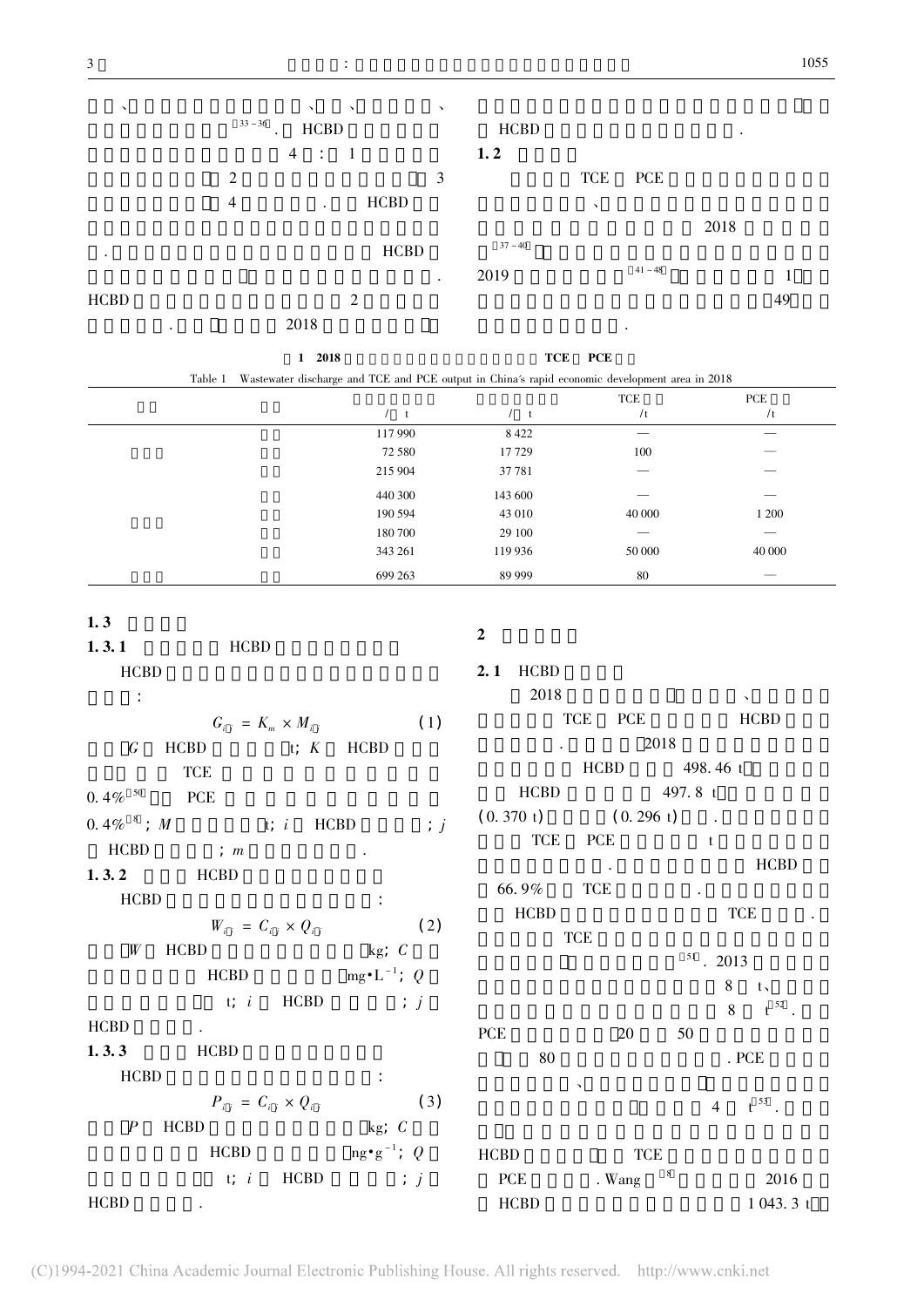、 、 、 、 [33–36]. HCBD 4 : 1 2 3 4 . HCBD . HCBD . HCBD 2 . 2018

HCBD .

## 1.2

TCE PCE 、 2018 [37–40] 2019 [41–48] 1 49 .

**1 2018 TCE PCE**

Table 1 Wastewater discharge and TCE and PCE output in China's rapid economic development area in 2018

| | | /t | /t | TCE /t | PCE /t |
|---|---|---|---|---|---|
| | | 117 990 | 8 422 | — | — |
| | | 72 580 | 17 729 | 100 | — |
| | | 215 904 | 37 781 | — | — |
| | | 440 300 | 143 600 | — | — |
| | | 190 594 | 43 010 | 40 000 | 1 200 |
| | | 180 700 | 29 100 | — | — |
| | | 343 261 | 119 936 | 50 000 | 40 000 |
| | | 699 263 | 89 999 | 80 | — |

## 1.3

### 1.3.1 HCBD

HCBD :

$$G_{ij} = K_m \times M_{ij} \tag{1}$$

$G$ HCBD t; $K$ HCBD TCE 0.4%[50] PCE 0.4%[8]; $M$ t; $i$ HCBD ; $j$ HCBD ; $m$ .

### 1.3.2 HCBD

HCBD :

$$W_{ij} = C_{ij} \times Q_{ij} \tag{2}$$

$W$ HCBD kg; $C$ HCBD $\text{mg} \cdot \text{L}^{-1}$; $Q$ t; $i$ HCBD ; $j$ HCBD .

### 1.3.3 HCBD

HCBD :

$$P_{ij} = C_{ij} \times Q_{ij} \tag{3}$$

$P$ HCBD kg; $C$ HCBD $\text{ng} \cdot \text{g}^{-1}$; $Q$ t; $i$ HCBD ; $j$ HCBD .

## 2

### 2.1 HCBD

2018 、 TCE PCE HCBD . 2018 HCBD 498.46 t HCBD 497.8 t (0.370 t) (0.296 t) . TCE PCE t . HCBD 66.9% TCE . HCBD TCE . TCE [51]. 2013 8 t、 8 t[52]. PCE 20 50 80 . PCE 、 4 t[53].

HCBD TCE PCE . Wang [8] 2016 HCBD 1 043.3 t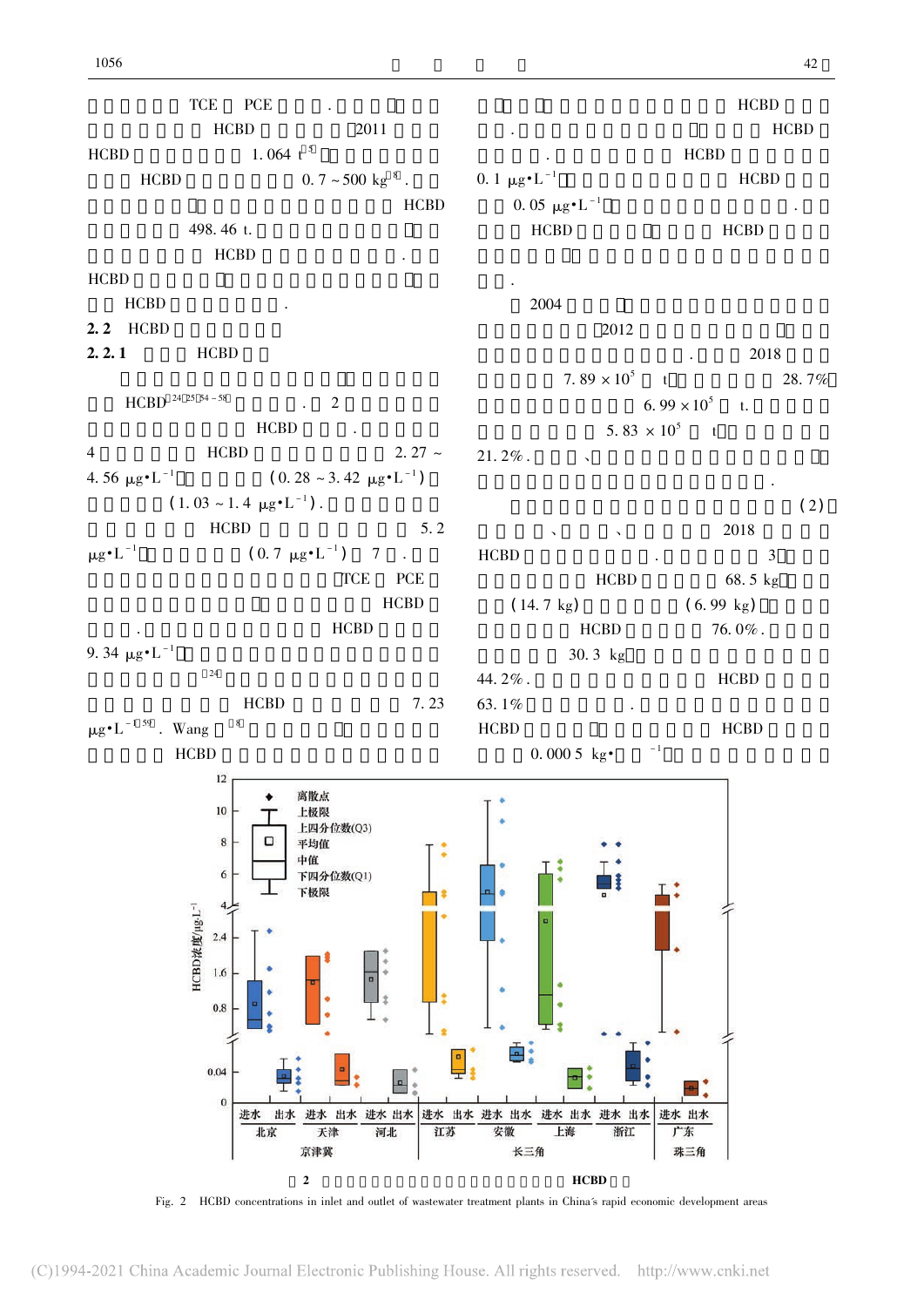TCE PCE .

HCBD 2011

HCBD 1.064 t[5]

HCBD 0.7 ~ 500 kg[8].

HCBD

498.46 t.

HCBD .

HCBD

HCBD .

## 2.2 HCBD

### 2.2.1 HCBD

HCBD[24,25,54-58] . 2

HCBD .

4 HCBD 2.27 ~ 4.56 μg·L$^{-1}$ (0.28 ~ 3.42 μg·L$^{-1}$) (1.03 ~ 1.4 μg·L$^{-1}$).

HCBD 5.2 μg·L$^{-1}$ (0.7 μg·L$^{-1}$) 7 .

TCE PCE

HCBD

. HCBD

9.34 μg·L$^{-1}$

[24]

HCBD 7.23 μg·L$^{-1}$[59]. Wang [8]

HCBD

HCBD

. HCBD

. HCBD

0.1 μg·L$^{-1}$ HCBD

0.05 μg·L$^{-1}$ .

HCBD HCBD

.

2004

2012

. 2018

7.89 × 10$^5$ t 28.7%

6.99 × 10$^5$ t.

5.83 × 10$^5$ t

21.2%.

.

(2)

2018

HCBD . 3

HCBD 68.5 kg

(14.7 kg) (6.99 kg)

HCBD 76.0%.

30.3 kg

44.2%. HCBD

63.1% .

HCBD HCBD

0.0005 kg· $^{-1}$

图 2 HCBD

Fig. 2 HCBD concentrations in inlet and outlet of wastewater treatment plants in China's rapid economic development areas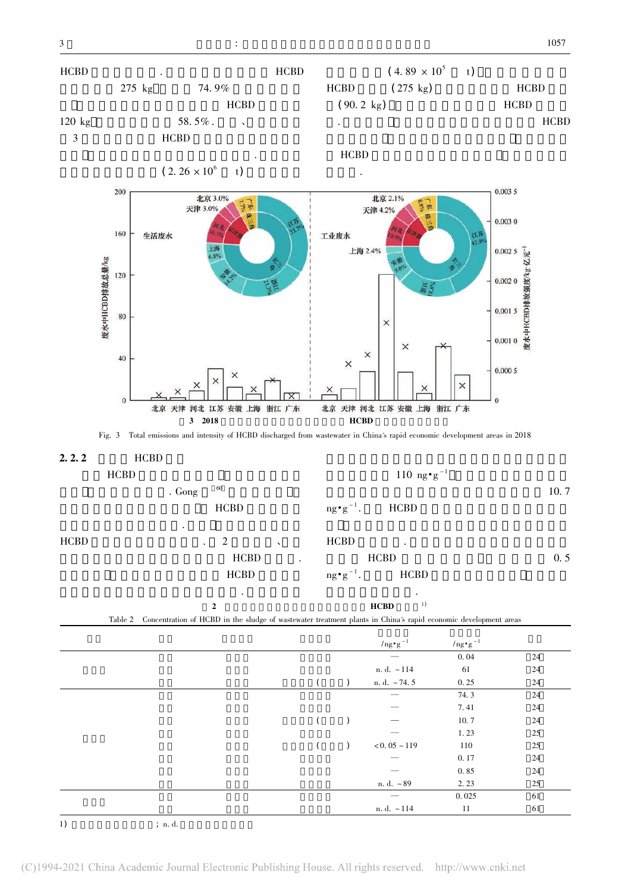HCBD . HCBD (4.89 × $10^5$ t)

275 kg 74.9% HCBD (275 kg) HCBD

HCBD (90.2 kg) HCBD

120 kg 58.5%. 、 . HCBD

3 HCBD

. HCBD .

(2.26 × $10^6$ t)

图 3 2018 HCBD

Fig. 3 Total emissions and intensity of HCBD discharged from wastewater in China′s rapid economic development areas in 2018

### 2.2.2 HCBD

HCBD . Gong [60] HCBD . HCBD . 2 、 HCBD . HCBD .

110 ng·$g^{-1}$ 10.7 ng·$g^{-1}$. HCBD HCBD . HCBD 0.5 ng·$g^{-1}$. HCBD .

表 2 HCBD [1)]

Table 2 Concentration of HCBD in the sludge of wastewater treatment plants in China′s rapid economic development areas

| | | | | /ng·$g^{-1}$ | /ng·$g^{-1}$ | |
|---|---|---|---|---|---|---|
| | | | | — | 0.04 | [24] |
| | | | | n.d. ~114 | 61 | [24] |
| | | | ( ) | n.d. ~74.5 | 0.25 | [24] |
| | | | | — | 74.3 | [24] |
| | | | | — | 7.41 | [24] |
| | | | ( ) | — | 10.7 | [24] |
| | | | | — | 1.23 | [25] |
| | | | ( ) | <0.05 ~119 | 110 | [25] |
| | | | | — | 0.17 | [24] |
| | | | | — | 0.85 | [24] |
| | | | | n.d. ~89 | 2.23 | [25] |
| | | | | — | 0.025 | [61] |
| | | | | n.d. ~114 | 11 | [61] |

1) ; n. d.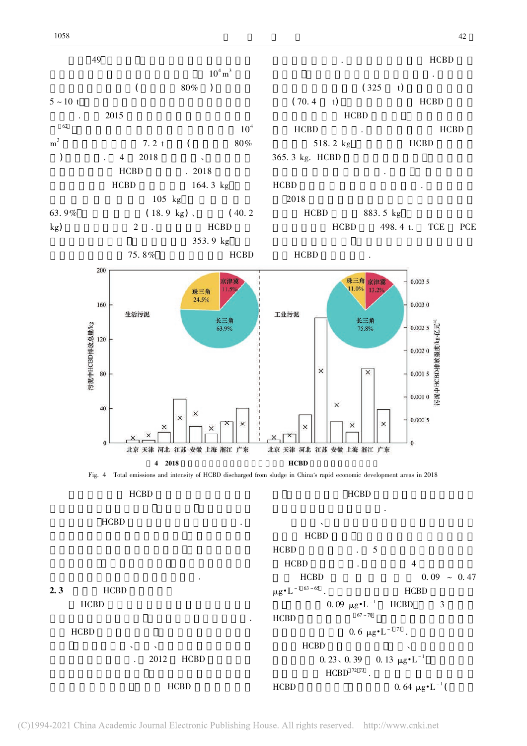49 $10^4$ $m^3$ ( 80% ) 5 ~ 10 t . 2015 [62] $10^4$ $m^3$ 7.2 t ( 80% ) . 4 2018 、 HCBD . 2018 HCBD 164.3 kg 105 kg 63.9% (18.9 kg)、 (40.2 kg) 2 . HCBD 353.9 kg 75.8% HCBD

. HCBD . (325 t) (70.4 t) HCBD HCBD HCBD . HCBD 518.2 kg HCBD 365.3 kg. HCBD . HCBD . 2018 HCBD 883.5 kg HCBD 498.4 t. TCE PCE HCBD .

4 2018 HCBD

Fig. 4 Total emissions and intensity of HCBD discharged from sludge in China's rapid economic development areas in 2018

HCBD HCBD . .

## 2.3 HCBD

HCBD . HCBD 、 、 . 2012 HCBD HCBD

HCBD .

、 HCBD HCBD . 5 HCBD . 4 HCBD 0.09 ~ 0.47 $\mu g \cdot L^{-1}$ [63-65]. HCBD 0.09 $\mu g \cdot L^{-1}$ HCBD 3 HCBD [67-70] 0.6 $\mu g \cdot L^{-1}$ [71]. HCBD 、 0.23、0.39 0.13 $\mu g \cdot L^{-1}$ HCBD [72,73]. HCBD 0.64 $\mu g \cdot L^{-1}$ (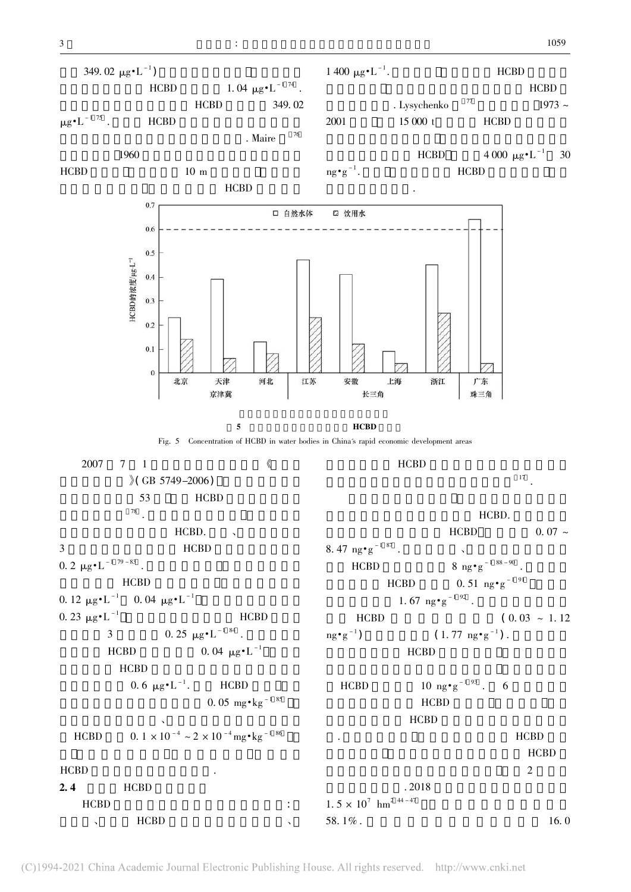349.02 $\mu g \cdot L^{-1}$)

HCBD 1.04 $\mu g \cdot L^{-1}$[74].

HCBD 349.02 $\mu g \cdot L^{-1}$[75]. HCBD

. Maire [76]

1960

HCBD 10 m

HCBD

1 400 $\mu g \cdot L^{-1}$. HCBD

HCBD

. Lysychenko [77] 1973 ~ 2001 15 000 t HCBD

HCBD 4 000 $\mu g \cdot L^{-1}$ 30 $ng \cdot g^{-1}$. HCBD

.

5 HCBD

Fig. 5 Concentration of HCBD in water bodies in China's rapid economic development areas

2007 7 1 《 》( GB 5749—2006)

53 HCBD

[78].

HCBD. 、

3 HCBD

0.2 $\mu g \cdot L^{-1}$[79-83].

HCBD

0.12 $\mu g \cdot L^{-1}$ 0.04 $\mu g \cdot L^{-1}$

0.23 $\mu g \cdot L^{-1}$ HCBD

3 0.25 $\mu g \cdot L^{-1}$[84].

HCBD 0.04 $\mu g \cdot L^{-1}$

HCBD

0.6 $\mu g \cdot L^{-1}$. HCBD

0.05 $mg \cdot kg^{-1}$[85]

、

HCBD 0.1 $\times 10^{-4}$ ~ 2 $\times 10^{-4}$ $mg \cdot kg^{-1}$[86]

HCBD .

## 2.4 HCBD

HCBD :

、 HCBD 、

HCBD

[17].

HCBD.

HCBD 0.07 ~ 8.47 $ng \cdot g^{-1}$[87]. 、

HCBD 8 $ng \cdot g^{-1}$[88-90].

HCBD 0.51 $ng \cdot g^{-1}$[91]

1.67 $ng \cdot g^{-1}$[92].

HCBD (0.03 ~ 1.12 $ng \cdot g^{-1}$) (1.77 $ng \cdot g^{-1}$).

HCBD

HCBD 10 $ng \cdot g^{-1}$[93]. 6

HCBD

HCBD

. HCBD

HCBD

2

. 2018

1.5 $\times 10^{7}$ $hm^2$[44-47]

58.1%. 16.0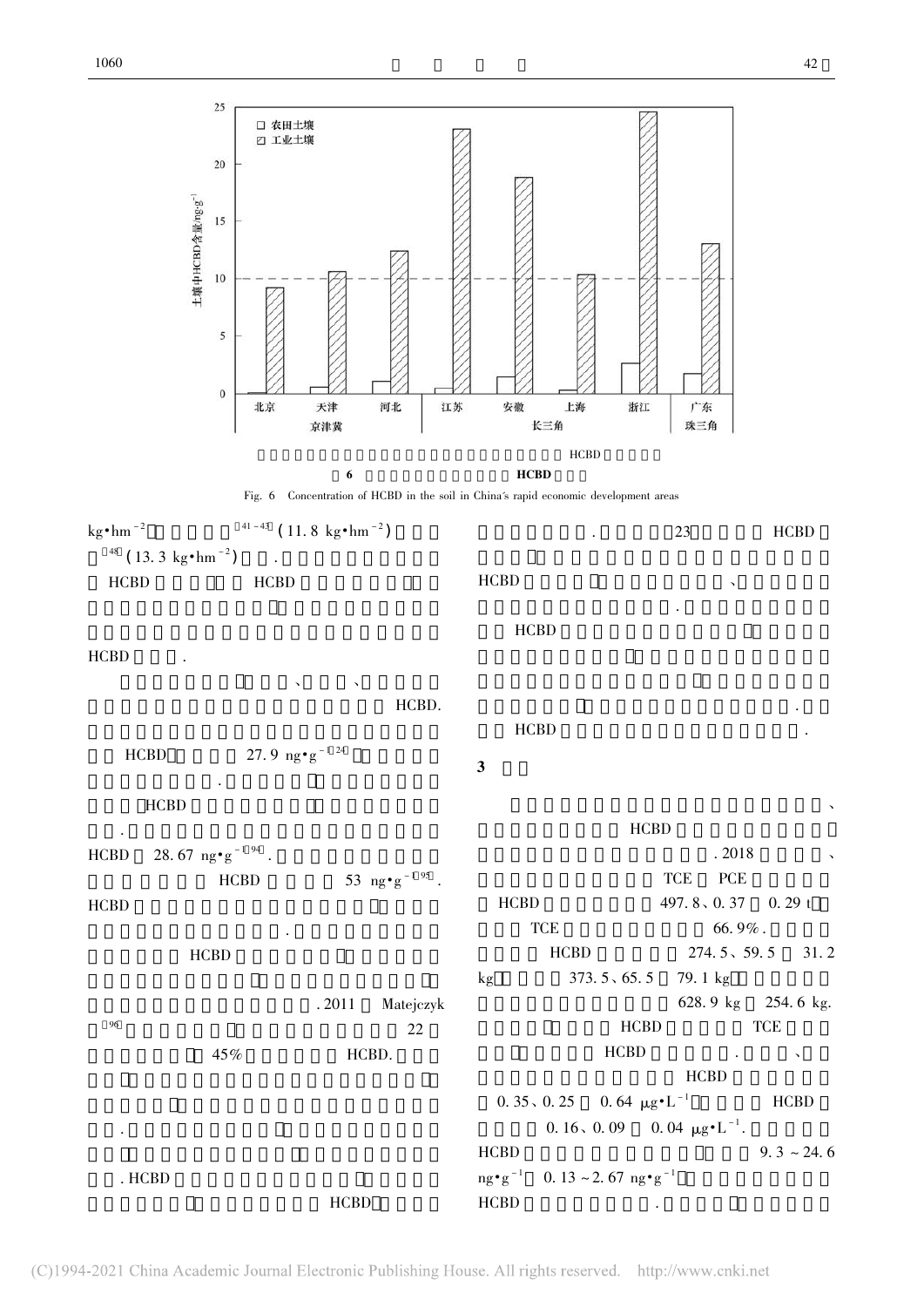| 地区 | 省市 | 农田土壤 HCBD 含量/ng·g⁻¹ | 工业土壤 HCBD 含量/ng·g⁻¹ |
| --- | --- | --- | --- |
| 京津冀 | 北京 | 0.1 | 9.2 |
| 京津冀 | 天津 | 0.6 | 10.6 |
| 京津冀 | 河北 | 1.1 | 12.4 |
| 长三角 | 江苏 | 0.5 | 23.1 |
| 长三角 | 安徽 | 1.5 | 18.8 |
| 长三角 | 上海 | 0.3 | 10.4 |
| 长三角 | 浙江 | 2.7 | 24.6 |
| 珠三角 | 广东 | 1.8 | 13.0 |

HCBD

图 6 HCBD

Fig. 6 Concentration of HCBD in the soil in China's rapid economic development areas

$kg \cdot hm^{-2}$ [41-43] (11.8 $kg \cdot hm^{-2}$) [48] (13.3 $kg \cdot hm^{-2}$) .

HCBD HCBD

HCBD .

HCBD.

HCBD 27.9 $ng \cdot g^{-1}$ [24]

.

HCBD

.

HCBD 28.67 $ng \cdot g^{-1}$ [94].

HCBD 53 $ng \cdot g^{-1}$ [95].

HCBD

.

HCBD

. 2011 Matejczyk [96] 22

45% HCBD.

.

. HCBD

HCBD

. 23 HCBD

HCBD 、

.

HCBD

.

HCBD .

## 3

、

HCBD

. 2018 、

TCE PCE

HCBD 497.8、0.37 0.29 t

TCE 66.9%.

HCBD 274.5、59.5 31.2 kg 373.5、65.5 79.1 kg

628.9 kg 254.6 kg.

HCBD TCE

HCBD . 、

HCBD

0.35、0.25 0.64 $\mu g \cdot L^{-1}$ HCBD

0.16、0.09 0.04 $\mu g \cdot L^{-1}$.

HCBD 9.3 ~ 24.6 $ng \cdot g^{-1}$ 0.13 ~ 2.67 $ng \cdot g^{-1}$

HCBD .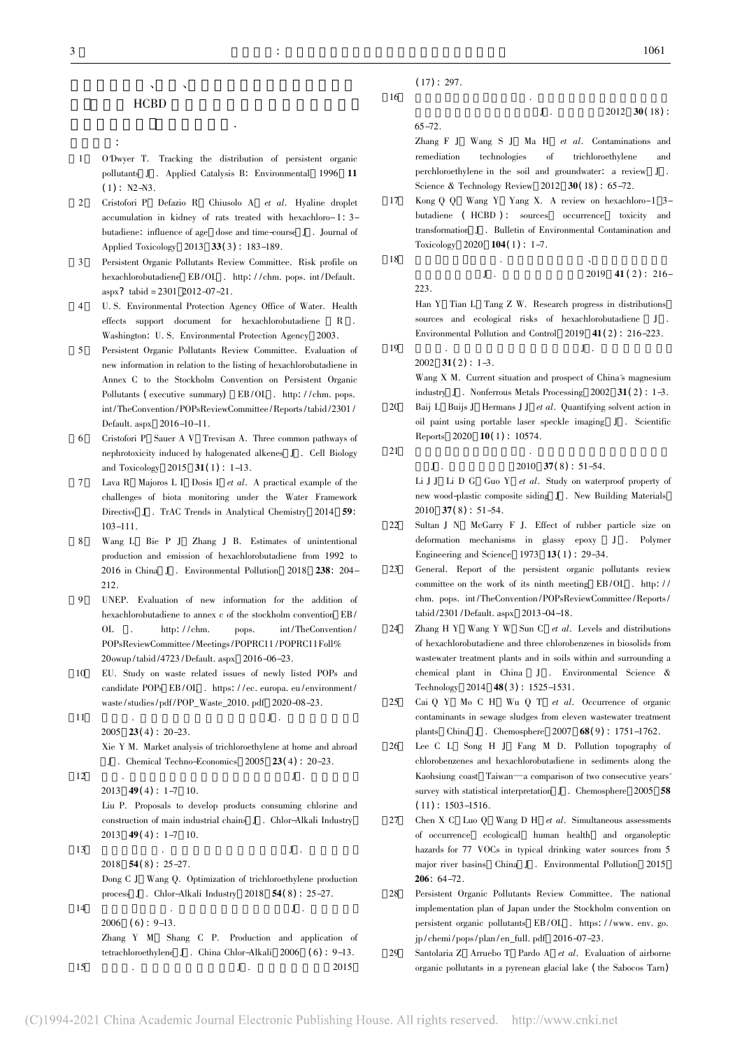HCBD

:

[1] O'Dwyer T. Tracking the distribution of persistent organic pollutants[J]. Applied Catalysis B: Environmental, 1996, **11**(1): N2-N3.

[2] Cristofori P, Defazio R, Chiusolo A, *et al*. Hyaline droplet accumulation in kidney of rats treated with hexachloro-1: 3-butadiene: influence of age, dose and time-course[J]. Journal of Applied Toxicology, 2013, **33**(3): 183-189.

[3] Persistent Organic Pollutants Review Committee. Risk profile on hexachlorobutadiene[EB/OL]. http://chm.pops.int/Default.aspx?tabid=2301, 2012-07-21.

[4] U.S. Environmental Protection Agency Office of Water. Health effects support document for hexachlorobutadiene[R]. Washington: U.S. Environmental Protection Agency, 2003.

[5] Persistent Organic Pollutants Review Committee. Evaluation of new information in relation to the listing of hexachlorobutadiene in Annex C to the Stockholm Convention on Persistent Organic Pollutants (executive summary)[EB/OL]. http://chm.pops.int/TheConvention/POPsReviewCommittee/Reports/tabid/2301/Default.aspx, 2016-10-11.

[6] Cristofori P, Sauer A V, Trevisan A. Three common pathways of nephrotoxicity induced by halogenated alkenes[J]. Cell Biology and Toxicology, 2015, **31**(1): 1-13.

[7] Lava R, Majoros L I, Dosis I, *et al*. A practical example of the challenges of biota monitoring under the Water Framework Directive[J]. TrAC Trends in Analytical Chemistry, 2014, **59**: 103-111.

[8] Wang L, Bie P J, Zhang J B. Estimates of unintentional production and emission of hexachlorobutadiene from 1992 to 2016 in China[J]. Environmental Pollution, 2018, **238**: 204-212.

[9] UNEP. Evaluation of new information for the addition of hexachlorobutadiene to annex c of the stockholm convention[EB/OL]. http://chm.pops.int/TheConvention/POPsReviewCommittee/Meetings/POPRC11/POPRC11Foll%20owup/tabid/4723/Default.aspx, 2016-06-23.

[10] EU. Study on waste related issues of newly listed POPs and candidate POPs[EB/OL]. https://ec.europa.eu/environment/waste/studies/pdf/POP_Waste_2010.pdf, 2020-08-23.

[11] . [J]. 2005, **23**(4): 20-23.
Xie Y M. Market analysis of trichloroethylene at home and abroad[J]. Chemical Techno-Economics, 2005, **23**(4): 20-23.

[12] . [J]. 2013, **49**(4): 1-7, 10.
Liu P. Proposals to develop products consuming chlorine and construction of main industrial chains[J]. Chlor-Alkali Industry, 2013, **49**(4): 1-7, 10.

[13] . [J]. 2018, **54**(8): 25-27.
Dong C J, Wang Q. Optimization of trichloroethylene production process[J]. Chlor-Alkali Industry, 2018, **54**(8): 25-27.

[14] . [J]. 2006, (6): 9-13.
Zhang Y M, Shang C P. Production and application of tetrachloroethylene[J]. China Chlor-Alkali, 2006, (6): 9-13.

[15] . [J]. 2015, (17): 297.

[16] . [J]. 2012, **30**(18): 65-72.
Zhang F J, Wang S J, Ma H, *et al*. Contaminations and remediation technologies of trichloroethylene and perchloroethylene in the soil and groundwater: a review[J]. Science & Technology Review, 2012, **30**(18): 65-72.

[17] Kong Q Q, Wang Y, Yang X. A review on hexachloro-1, 3-butadiene (HCBD): sources, occurrence, toxicity and transformation[J]. Bulletin of Environmental Contamination and Toxicology, 2020, **104**(1): 1-7.

[18] . [J]. 2019, **41**(2): 216-223.
Han Y, Tian L, Tang Z W. Research progress in distributions, sources and ecological risks of hexachlorobutadiene[J]. Environmental Pollution and Control, 2019, **41**(2): 216-223.

[19] . [J]. 2002, **31**(2): 1-3.
Wang X M. Current situation and prospect of China's magnesium industry[J]. Nonferrous Metals Processing, 2002, **31**(2): 1-3.

[20] Baij L, Buijs J, Hermans J J, *et al*. Quantifying solvent action in oil paint using portable laser speckle imaging[J]. Scientific Reports, 2020, **10**(1): 10574.

[21] . [J]. 2010, **37**(8): 51-54.
Li J J, Li D G, Guo Y, *et al*. Study on waterproof property of new wood-plastic composite siding[J]. New Building Materials, 2010, **37**(8): 51-54.

[22] Sultan J N, McGarry F J. Effect of rubber particle size on deformation mechanisms in glassy epoxy[J]. Polymer Engineering and Science, 1973, **13**(1): 29-34.

[23] General. Report of the persistent organic pollutants review committee on the work of its ninth meeting[EB/OL]. http://chm.pops.int/TheConvention/POPsReviewCommittee/Reports/tabid/2301/Default.aspx, 2013-04-18.

[24] Zhang H Y, Wang Y W, Sun C, *et al*. Levels and distributions of hexachlorobutadiene and three chlorobenzenes in biosolids from wastewater treatment plants and in soils within and surrounding a chemical plant in China[J]. Environmental Science & Technology, 2014, **48**(3): 1525-1531.

[25] Cai Q Y, Mo C H, Wu Q T, *et al*. Occurrence of organic contaminants in sewage sludges from eleven wastewater treatment plants, China[J]. Chemosphere, 2007, **68**(9): 1751-1762.

[26] Lee C L, Song H J, Fang M D. Pollution topography of chlorobenzenes and hexachlorobutadiene in sediments along the Kaohsiung coast, Taiwan—a comparison of two consecutive years' survey with statistical interpretation[J]. Chemosphere, 2005, **58**(11): 1503-1516.

[27] Chen X C, Luo Q, Wang D H, *et al*. Simultaneous assessments of occurrence, ecological, human health, and organoleptic hazards for 77 VOCs in typical drinking water sources from 5 major river basins, China[J]. Environmental Pollution, 2015, **206**: 64-72.

[28] Persistent Organic Pollutants Review Committee. The national implementation plan of Japan under the Stockholm convention on persistent organic pollutants[EB/OL]. https://www.env.go.jp/chemi/pops/plan/en_full.pdf, 2016-07-23.

[29] Santolaria Z, Arruebo T, Pardo A, *et al*. Evaluation of airborne organic pollutants in a pyrenean glacial lake (the Sabocos Tarn)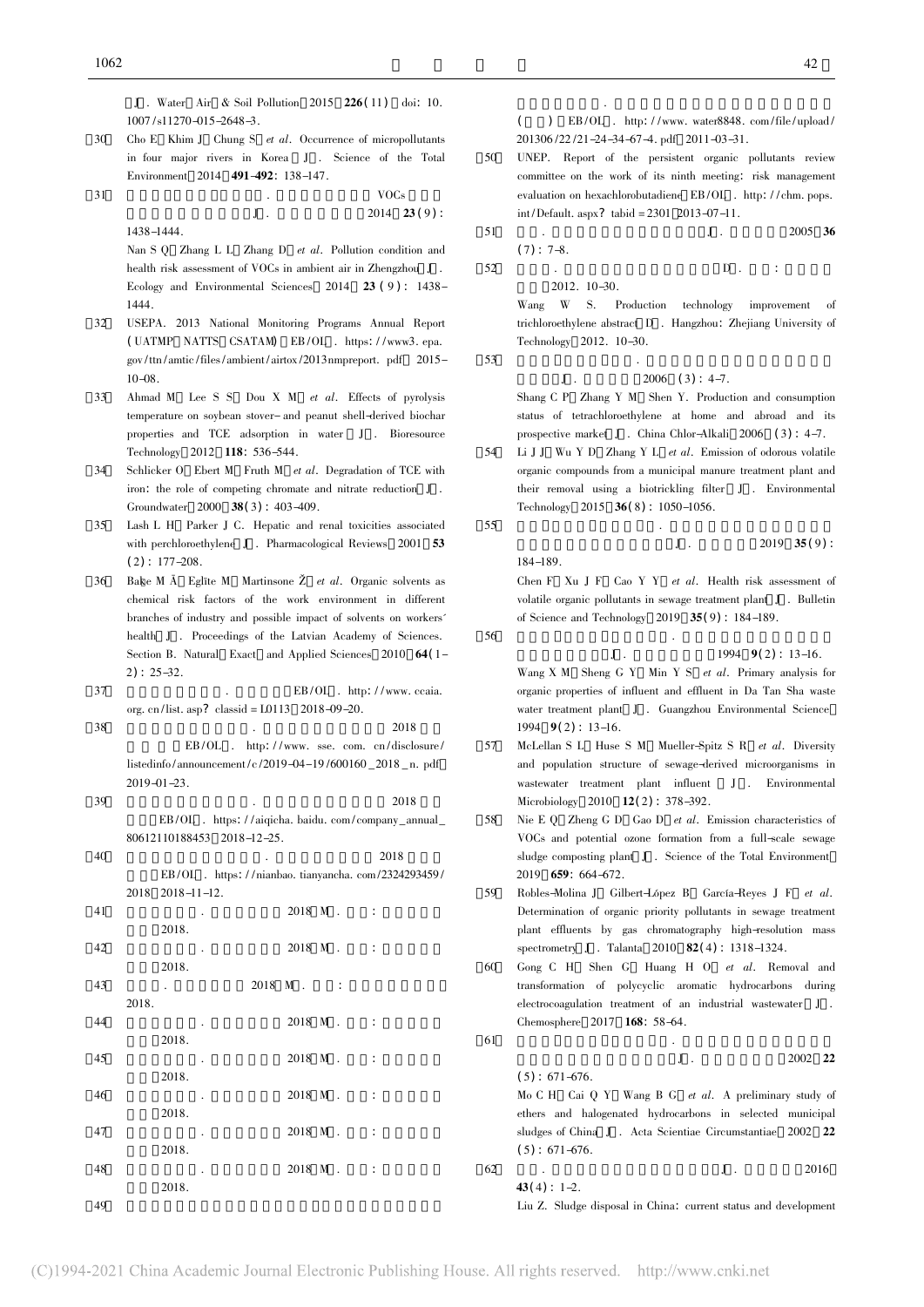[J]. Water Air & Soil Pollution 2015 **226(11)** doi: 10. 1007/s11270-015-2648-3.

[30] Cho E Khim J Chung S *et al*. Occurrence of micropollutants in four major rivers in Korea [J]. Science of the Total Environment 2014 **491-492**: 138-147.

[31] . VOCs [J]. 2014 **23(9)**: 1438-1444.
Nan S Q Zhang L L Zhang D *et al*. Pollution condition and health risk assessment of VOCs in ambient air in Zhengzhou [J]. Ecology and Environmental Sciences 2014 **23 (9)**: 1438-1444.

[32] USEPA. 2013 National Monitoring Programs Annual Report (UATMP NATTS CSATAM) [EB/OL]. https://www3.epa.gov/ttn/amtic/files/ambient/airtox/2013nmpreport.pdf 2015-10-08.

[33] Ahmad M Lee S S Dou X M *et al*. Effects of pyrolysis temperature on soybean stover- and peanut shell-derived biochar properties and TCE adsorption in water [J]. Bioresource Technology 2012 **118**: 536-544.

[34] Schlicker O Ebert M Fruth M *et al*. Degradation of TCE with iron: the role of competing chromate and nitrate reduction [J]. Groundwater 2000 **38(3)**: 403-409.

[35] Lash L H Parker J C. Hepatic and renal toxicities associated with perchloroethylene [J]. Pharmacological Reviews 2001 **53 (2)**: 177-208.

[36] Bake M Ā Eglīte M Martinsone Ž *et al*. Organic solvents as chemical risk factors of the work environment in different branches of industry and possible impact of solvents on workers' health [J]. Proceedings of the Latvian Academy of Sciences. Section B. Natural Exact and Applied Sciences 2010 **64(1-2)**: 25-32.

[37] . [EB/OL]. http://www.ccaia.org.cn/list.asp? classid=L0113 2018-09-20.

[38] . 2018 [EB/OL]. http://www.sse.com.cn/disclosure/listedinfo/announcement/c/2019-04-19/600160_2018_n.pdf 2019-01-23.

[39] . 2018 [EB/OL]. https://aiqicha.baidu.com/company_annual_80612110188453 2018-12-25.

[40] . 2018 [EB/OL]. https://nianbao.tianyancha.com/2324293459/2018 2018-11-12.

[41] . 2018 [M]. : 2018.

[42] . 2018 [M]. : 2018.

[43] . 2018 [M]. : 2018.

[44] . 2018 [M]. : 2018.

[45] . 2018 [M]. : 2018.

[46] . 2018 [M]. : 2018.

[47] . 2018 [M]. : 2018.

[48] . 2018 [M]. : 2018.

[49] . ( ) [EB/OL]. http://www.water8848.com/file/upload/201306/22/21-24-34-67-4.pdf 2011-03-31.

[50] UNEP. Report of the persistent organic pollutants review committee on the work of its ninth meeting: risk management evaluation on hexachlorobutadiene [EB/OL]. http://chm.pops.int/Default.aspx? tabid=2301 2013-07-11.

[51] . [J]. 2005 **36 (7)**: 7-8.

[52] . [D]. : 2012. 10-30.
Wang W S. Production technology improvement of trichloroethylene abstract [D]. Hangzhou: Zhejiang University of Technology 2012. 10-30.

[53] . [J]. 2006 (3): 4-7.
Shang C P Zhang Y M Shen Y. Production and consumption status of tetrachloroethylene at home and abroad and its prospective market [J]. China Chlor-Alkali 2006 (3): 4-7.

[54] Li J J Wu Y D Zhang Y L *et al*. Emission of odorous volatile organic compounds from a municipal manure treatment plant and their removal using a biotrickling filter [J]. Environmental Technology 2015 **36(8)**: 1050-1056.

[55] . [J]. 2019 **35(9)**: 184-189.
Chen F Xu J F Cao Y Y *et al*. Health risk assessment of volatile organic pollutants in sewage treatment plant [J]. Bulletin of Science and Technology 2019 **35(9)**: 184-189.

[56] . [J]. 1994 **9(2)**: 13-16.
Wang X M Sheng G Y Min Y S *et al*. Primary analysis for organic properties of influent and effluent in Da Tan Sha waste water treatment plant [J]. Guangzhou Environmental Science 1994 **9(2)**: 13-16.

[57] McLellan S L Huse S M Mueller-Spitz S R *et al*. Diversity and population structure of sewage-derived microorganisms in wastewater treatment plant influent [J]. Environmental Microbiology 2010 **12(2)**: 378-392.

[58] Nie E Q Zheng G D Gao D *et al*. Emission characteristics of VOCs and potential ozone formation from a full-scale sewage sludge composting plant [J]. Science of the Total Environment 2019 **659**: 664-672.

[59] Robles-Molina J Gilbert-López B García-Reyes J F *et al*. Determination of organic priority pollutants in sewage treatment plant effluents by gas chromatography high-resolution mass spectrometry [J]. Talanta 2010 **82(4)**: 1318-1324.

[60] Gong C H Shen G Huang H O *et al*. Removal and transformation of polycyclic aromatic hydrocarbons during electrocoagulation treatment of an industrial wastewater [J]. Chemosphere 2017 **168**: 58-64.

[61] . [J]. 2002 **22 (5)**: 671-676.
Mo C H Cai Q Y Wang B G *et al*. A preliminary study of ethers and halogenated hydrocarbons in selected municipal sludges of China [J]. Acta Scientiae Circumstantiae 2002 **22 (5)**: 671-676.

[62] . [J]. 2016 **43(4)**: 1-2.
Liu Z. Sludge disposal in China: current status and development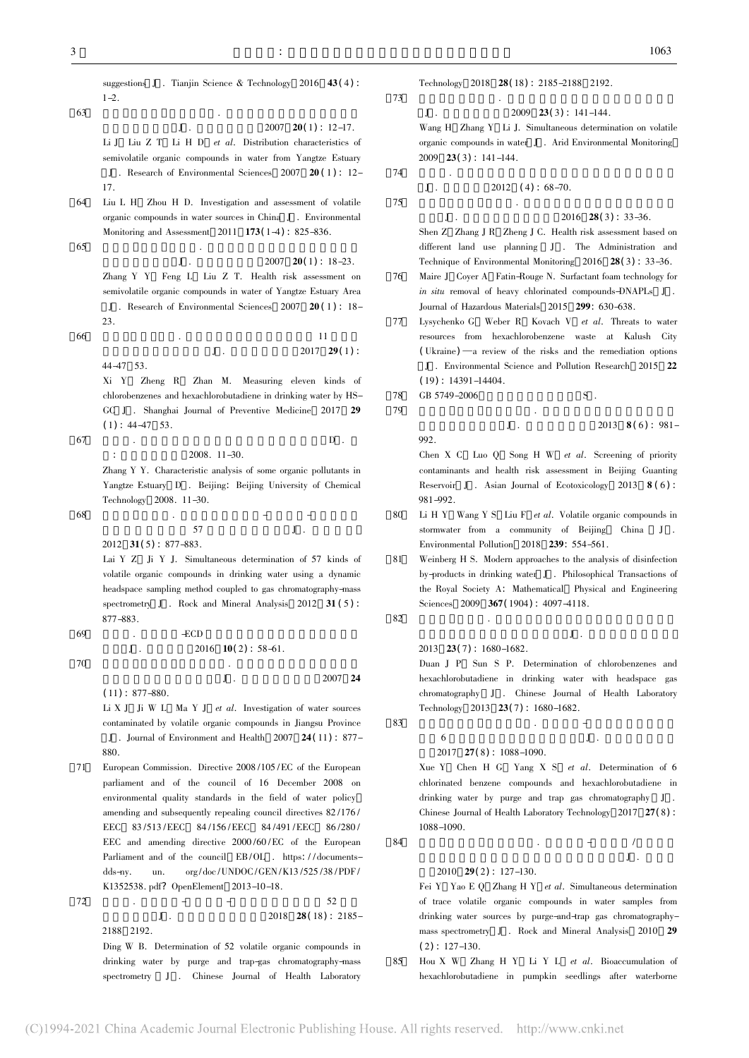suggestions[J]. Tianjin Science & Technology, 2016, **43**(4): 1-2.

[63] . [J]. 2007, **20**(1): 12-17.
Li J, Liu Z T, Li H D, *et al*. Distribution characteristics of semivolatile organic compounds in water from Yangtze Estuary [J]. Research of Environmental Sciences, 2007, **20**(1): 12-17.

[64] Liu L H, Zhou H D. Investigation and assessment of volatile organic compounds in water sources in China[J]. Environmental Monitoring and Assessment, 2011, **173**(1-4): 825-836.

[65] . [J]. 2007, **20**(1): 18-23.
Zhang Y Y, Feng L, Liu Z T. Health risk assessment on semivolatile organic compounds in water of Yangtze Estuary Area [J]. Research of Environmental Sciences, 2007, **20**(1): 18-23.

[66] . 11 [J]. 2017, **29**(1): 44-47, 53.
Xi Y, Zheng R, Zhan M. Measuring eleven kinds of chlorobenzenes and hexachlorobutadiene in drinking water by HS-GC[J]. Shanghai Journal of Preventive Medicine, 2017, **29** (1): 44-47, 53.

[67] . [D]. : 2008. 11-30.
Zhang Y Y. Characteristic analysis of some organic pollutants in Yangtze Estuary[D]. Beijing: Beijing University of Chemical Technology, 2008. 11-30.

[68] . - - 57 [J]. 2012, **31**(5): 877-883.
Lai Y Z, Ji Y J. Simultaneous determination of 57 kinds of volatile organic compounds in drinking water using a dynamic headspace sampling method coupled to gas chromatography-mass spectrometry[J]. Rock and Mineral Analysis, 2012, **31**(5): 877-883.

[69] . -ECD [J]. 2016, **10**(2): 58-61.

[70] . [J]. 2007, **24** (11): 877-880.
Li X J, Ji W L, Ma Y J, *et al*. Investigation of water sources contaminated by volatile organic compounds in Jiangsu Province [J]. Journal of Environment and Health, 2007, **24**(11): 877-880.

[71] European Commission. Directive 2008/105/EC of the European parliament and of the council of 16 December 2008 on environmental quality standards in the field of water policy, amending and subsequently repealing council directives 82/176/EEC, 83/513/EEC, 84/156/EEC, 84/491/EEC, 86/280/EEC and amending directive 2000/60/EC of the European Parliament and of the council[EB/OL]. https://documents-dds-ny.un.org/doc/UNDOC/GEN/K13/525/38/PDF/K1352538.pdf? OpenElement, 2013-10-18.

[72] . - - 52 [J]. 2018, **28**(18): 2185-2188, 2192.
Ding W B. Determination of 52 volatile organic compounds in drinking water by purge and trap-gas chromatography-mass spectrometry [J]. Chinese Journal of Health Laboratory Technology, 2018, **28**(18): 2185-2188, 2192.

[73] . [J]. 2009, **23**(3): 141-144.
Wang H, Zhang Y, Li J. Simultaneous determination on volatile organic compounds in water[J]. Arid Environmental Monitoring, 2009, **23**(3): 141-144.

[74] . [J]. 2012, (4): 68-70.

[75] . [J]. 2016, **28**(3): 33-36.
Shen Z, Zhang J R, Zheng J C. Health risk assessment based on different land use planning [J]. The Administration and Technique of Environmental Monitoring, 2016, **28**(3): 33-36.

[76] Maire J, Coyer A, Fatin-Rouge N. Surfactant foam technology for *in situ* removal of heavy chlorinated compounds-DNAPLs[J]. Journal of Hazardous Materials, 2015, **299**: 630-638.

[77] Lysychenko G, Weber R, Kovach V, *et al*. Threats to water resources from hexachlorobenzene waste at Kalush City (Ukraine)—a review of the risks and the remediation options [J]. Environmental Science and Pollution Research, 2015, **22** (19): 14391-14404.

[78] GB 5749-2006, [S].

[79] . [J]. 2013, **8**(6): 981-992.
Chen X C, Luo Q, Song H W, *et al*. Screening of priority contaminants and health risk assessment in Beijing Guanting Reservoir[J]. Asian Journal of Ecotoxicology, 2013, **8**(6): 981-992.

[80] Li H Y, Wang Y S, Liu F, *et al*. Volatile organic compounds in stormwater from a community of Beijing, China [J]. Environmental Pollution, 2018, **239**: 554-561.

[81] Weinberg H S. Modern approaches to the analysis of disinfection by-products in drinking water[J]. Philosophical Transactions of the Royal Society A: Mathematical, Physical and Engineering Sciences, 2009, **367**(1904): 4097-4118.

[82] . [J]. 2013, **23**(7): 1680-1682.
Duan J P, Sun S P. Determination of chlorobenzenes and hexachlorobutadiene in drinking water with headspace gas chromatography [J]. Chinese Journal of Health Laboratory Technology, 2013, **23**(7): 1680-1682.

[83] . - 6 [J]. 2017, **27**(8): 1088-1090.
Xue Y, Chen H G, Yang X S, *et al*. Determination of 6 chlorinated benzene compounds and hexachlorobutadiene in drinking water by purge and trap gas chromatography [J]. Chinese Journal of Health Laboratory Technology, 2017, **27**(8): 1088-1090.

[84] . - / [J]. 2010, **29**(2): 127-130.
Fei Y, Yao E Q, Zhang H Y, *et al*. Simultaneous determination of trace volatile organic compounds in water samples from drinking water sources by purge-and-trap gas chromatography-mass spectrometry[J]. Rock and Mineral Analysis, 2010, **29** (2): 127-130.

[85] Hou X W, Zhang H Y, Li Y L, *et al*. Bioaccumulation of hexachlorobutadiene in pumpkin seedlings after waterborne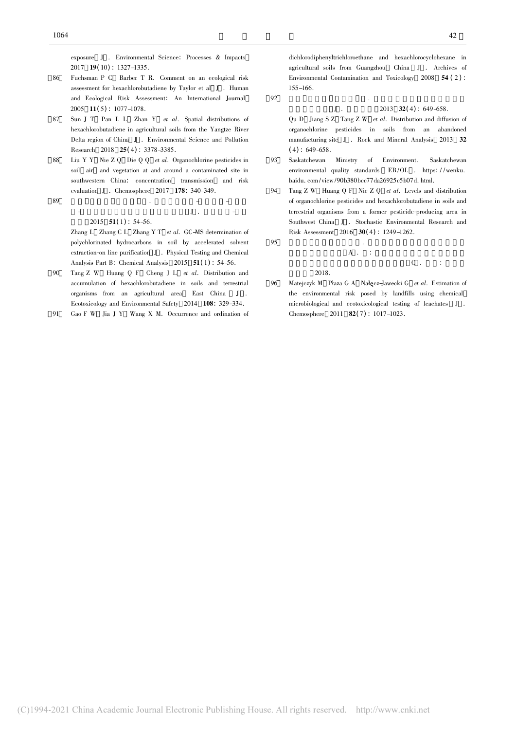exposure[J]. Environmental Science: Processes & Impacts, 2017, **19**(10): 1327-1335.

[86] Fuchsman P C, Barber T R. Comment on an ecological risk assessment for hexachlorobutadiene by Taylor et al[J]. Human and Ecological Risk Assessment: An International Journal, 2005, **11**(5): 1077-1078.

[87] Sun J T, Pan L L, Zhan Y, *et al*. Spatial distributions of hexachlorobutadiene in agricultural soils from the Yangtze River Delta region of China[J]. Environmental Science and Pollution Research, 2018, **25**(4): 3378-3385.

[88] Liu Y Y, Nie Z Q, Die Q Q, *et al*. Organochlorine pesticides in soil, air, and vegetation at and around a contaminated site in southwestern China: concentration, transmission, and risk evaluation[J]. Chemosphere, 2017, **178**: 340-349.

[89] . - - - [J]. - 2015, **51**(1): 54-56.

Zhang L, Zhang C L, Zhang Y T, *et al*. GC-MS determination of polychlorinated hydrocarbons in soil by accelerated solvent extraction-on line purification[J]. Physical Testing and Chemical Analysis Part B: Chemical Analysis, 2015, **51**(1): 54-56.

[90] Tang Z W, Huang Q F, Cheng J L, *et al*. Distribution and accumulation of hexachlorobutadiene in soils and terrestrial organisms from an agricultural area, East China[J]. Ecotoxicology and Environmental Safety, 2014, **108**: 329-334.

[91] Gao F W, Jia J Y, Wang X M. Occurrence and ordination of dichlorodiphenyltrichloroethane and hexachlorocyclohexane in agricultural soils from Guangzhou, China[J]. Archives of Environmental Contamination and Toxicology, 2008, **54**(2): 155-166.

[92] . [J]. 2013, **32**(4): 649-658.

Qu D, Jiang S Z, Tang Z W, *et al*. Distribution and diffusion of organochlorine pesticides in soils from an abandoned manufacturing site[J]. Rock and Mineral Analysis, 2013, **32**(4): 649-658.

[93] Saskatchewan Ministry of Environment. Saskatchewan environmental quality standards[EB/OL]. https://wenku.baidu.com/view/90b380bcc77da26925c5b07d.html.

[94] Tang Z W, Huang Q F, Nie Z Q, *et al*. Levels and distribution of organochlorine pesticides and hexachlorobutadiene in soils and terrestrial organisms from a former pesticide-producing area in Southwest China[J]. Stochastic Environmental Research and Risk Assessment, 2016, **30**(4): 1249-1262.

[95] . [A]. : [C]. : 2018.

[96] Matejczyk M, Płaza G A, Nałęcz-Jawecki G, *et al*. Estimation of the environmental risk posed by landfills using chemical, microbiological and ecotoxicological testing of leachates[J]. Chemosphere, 2011, **82**(7): 1017-1023.